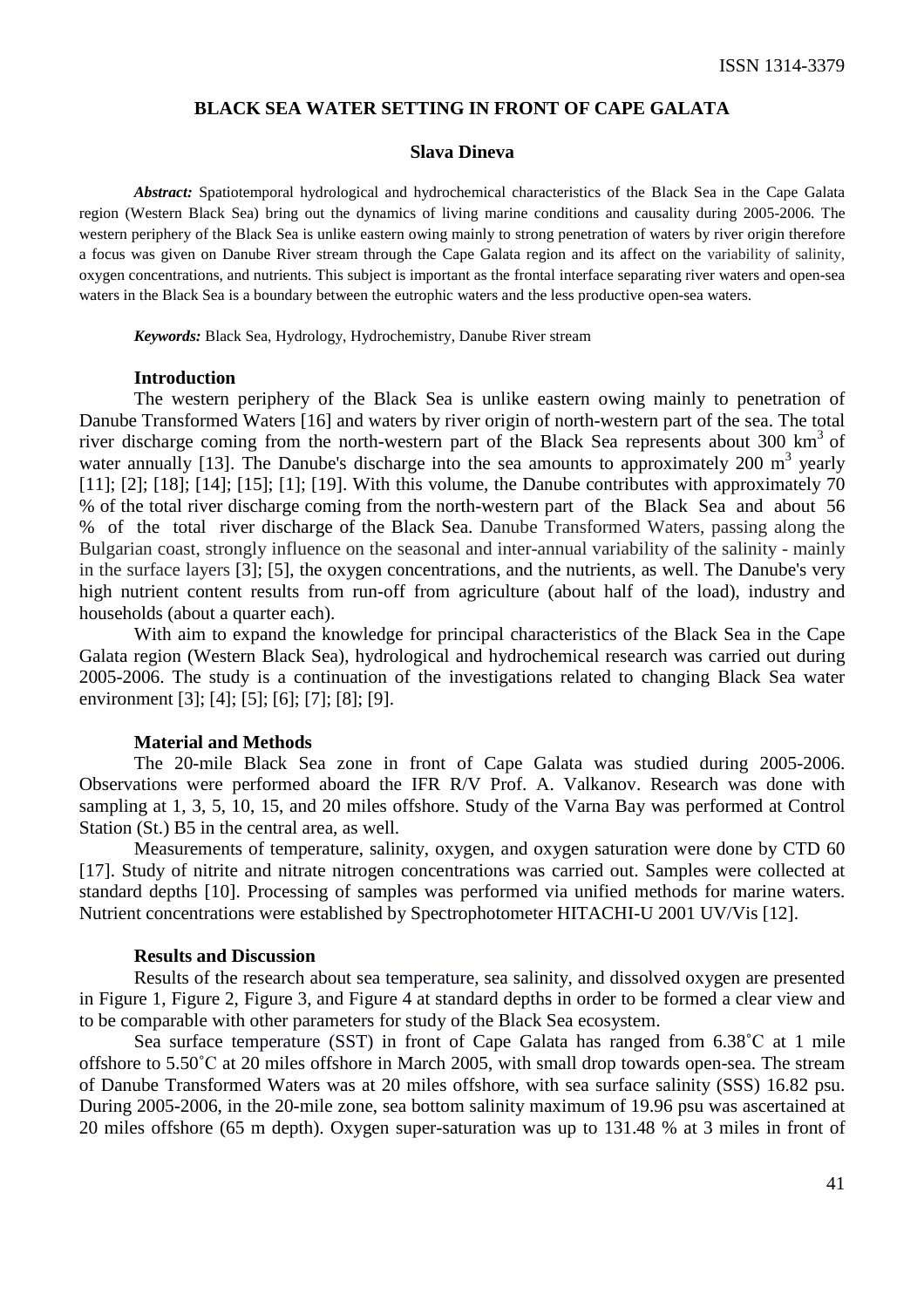ISSN 1314-3379

# BLACK SEA WATER SETTING IN FRONT OF CAPE GALATA

**Slava Dineva**

***Abstract:*** Spatiotemporal hydrological and hydrochemical characteristics of the Black Sea in the Cape Galata region (Western Black Sea) bring out the dynamics of living marine conditions and causality during 2005-2006. The western periphery of the Black Sea is unlike eastern owing mainly to strong penetration of waters by river origin therefore a focus was given on Danube River stream through the Cape Galata region and its affect on the variability of salinity, oxygen concentrations, and nutrients. This subject is important as the frontal interface separating river waters and open-sea waters in the Black Sea is a boundary between the eutrophic waters and the less productive open-sea waters.

***Keywords:*** Black Sea, Hydrology, Hydrochemistry, Danube River stream

## Introduction

The western periphery of the Black Sea is unlike eastern owing mainly to penetration of Danube Transformed Waters [16] and waters by river origin of north-western part of the sea. The total river discharge coming from the north-western part of the Black Sea represents about 300 $km^3$ of water annually [13]. The Danube's discharge into the sea amounts to approximately 200 $m^3$ yearly [11]; [2]; [18]; [14]; [15]; [1]; [19]. With this volume, the Danube contributes with approximately 70 % of the total river discharge coming from the north-western part of the Black Sea and about 56 % of the total river discharge of the Black Sea. Danube Transformed Waters, passing along the Bulgarian coast, strongly influence on the seasonal and inter-annual variability of the salinity - mainly in the surface layers [3]; [5], the oxygen concentrations, and the nutrients, as well. The Danube's very high nutrient content results from run-off from agriculture (about half of the load), industry and households (about a quarter each).

With aim to expand the knowledge for principal characteristics of the Black Sea in the Cape Galata region (Western Black Sea), hydrological and hydrochemical research was carried out during 2005-2006. The study is a continuation of the investigations related to changing Black Sea water environment [3]; [4]; [5]; [6]; [7]; [8]; [9].

## Material and Methods

The 20-mile Black Sea zone in front of Cape Galata was studied during 2005-2006. Observations were performed aboard the IFR R/V Prof. A. Valkanov. Research was done with sampling at 1, 3, 5, 10, 15, and 20 miles offshore. Study of the Varna Bay was performed at Control Station (St.) B5 in the central area, as well.

Measurements of temperature, salinity, oxygen, and oxygen saturation were done by CTD 60 [17]. Study of nitrite and nitrate nitrogen concentrations was carried out. Samples were collected at standard depths [10]. Processing of samples was performed via unified methods for marine waters. Nutrient concentrations were established by Spectrophotometer HITACHI-U 2001 UV/Vis [12].

## Results and Discussion

Results of the research about sea temperature, sea salinity, and dissolved oxygen are presented in Figure 1, Figure 2, Figure 3, and Figure 4 at standard depths in order to be formed a clear view and to be comparable with other parameters for study of the Black Sea ecosystem.

Sea surface temperature (SST) in front of Cape Galata has ranged from 6.38˚C at 1 mile offshore to 5.50˚C at 20 miles offshore in March 2005, with small drop towards open-sea. The stream of Danube Transformed Waters was at 20 miles offshore, with sea surface salinity (SSS) 16.82 psu. During 2005-2006, in the 20-mile zone, sea bottom salinity maximum of 19.96 psu was ascertained at 20 miles offshore (65 m depth). Oxygen super-saturation was up to 131.48 % at 3 miles in front of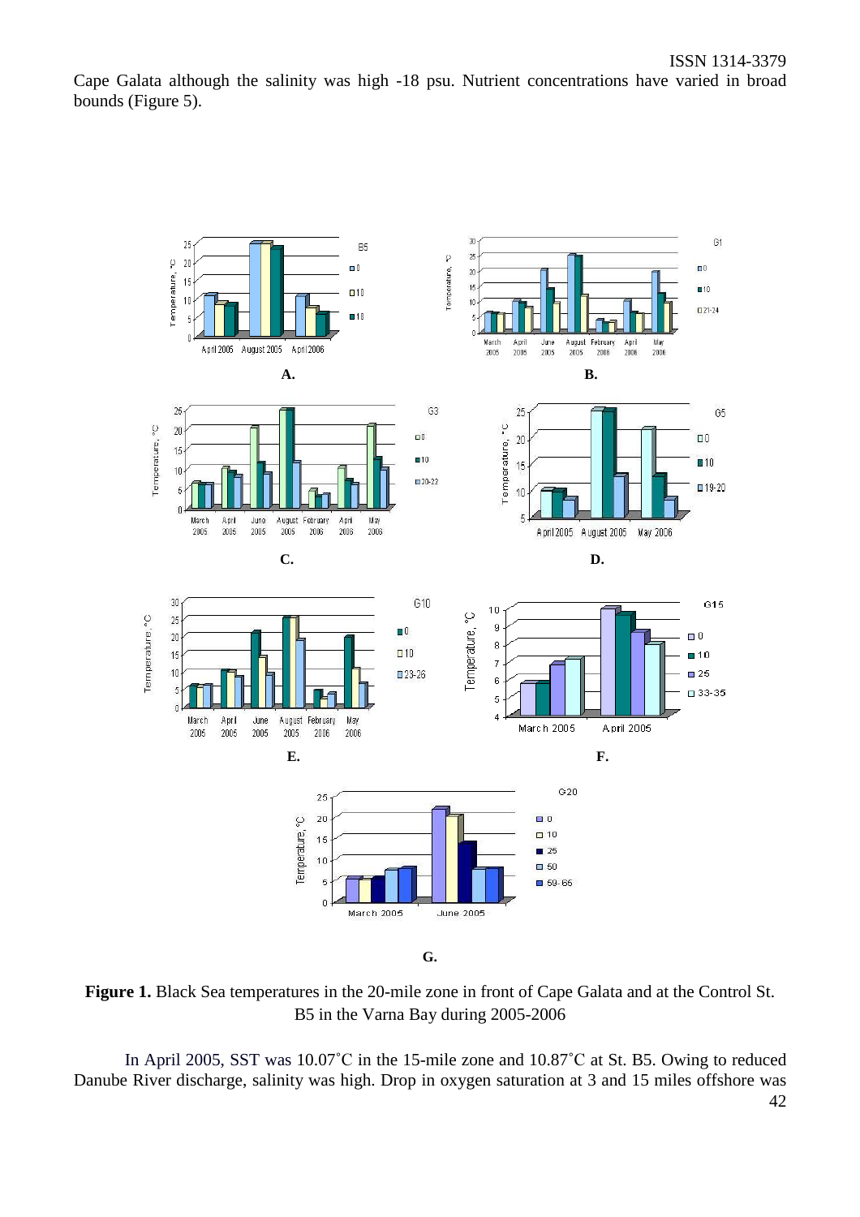Cape Galata although the salinity was high -18 psu. Nutrient concentrations have varied in broad bounds (Figure 5).

**Figure 1.** Black Sea temperatures in the 20-mile zone in front of Cape Galata and at the Control St. B5 in the Varna Bay during 2005-2006

In April 2005, SST was 10.07˚C in the 15-mile zone and 10.87˚C at St. B5. Owing to reduced Danube River discharge, salinity was high. Drop in oxygen saturation at 3 and 15 miles offshore was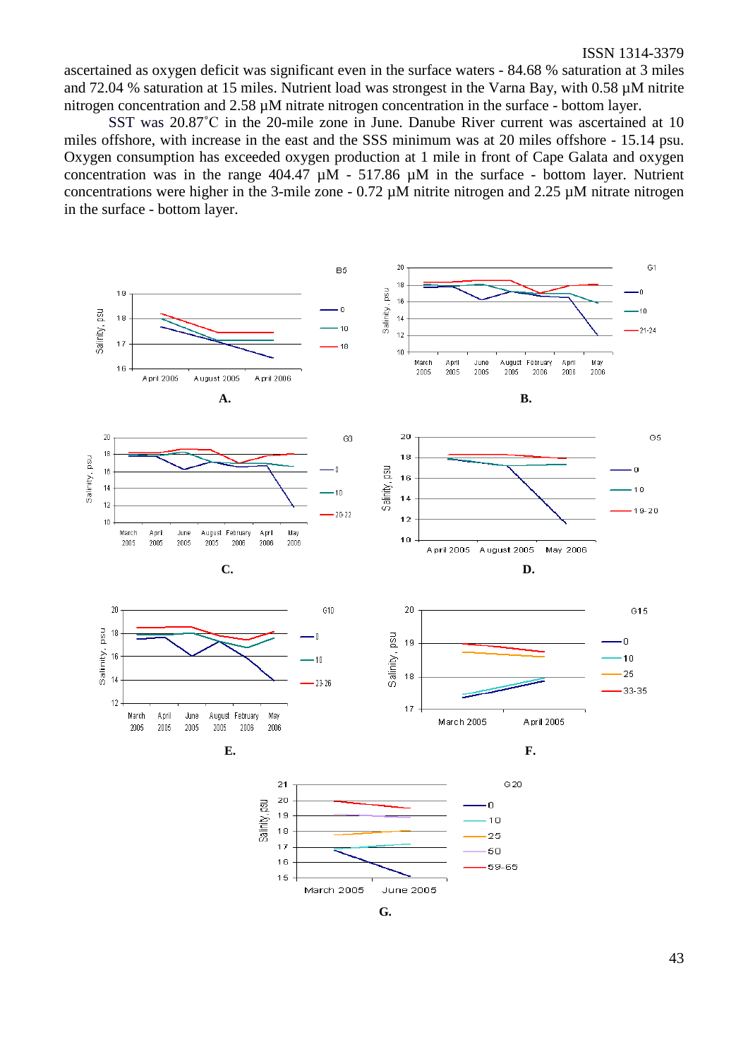ascertained as oxygen deficit was significant even in the surface waters - 84.68 % saturation at 3 miles and 72.04 % saturation at 15 miles. Nutrient load was strongest in the Varna Bay, with 0.58 µM nitrite nitrogen concentration and 2.58 µM nitrate nitrogen concentration in the surface - bottom layer.

SST was 20.87˚C in the 20-mile zone in June. Danube River current was ascertained at 10 miles offshore, with increase in the east and the SSS minimum was at 20 miles offshore - 15.14 psu. Oxygen consumption has exceeded oxygen production at 1 mile in front of Cape Galata and oxygen concentration was in the range 404.47 µM - 517.86 µM in the surface - bottom layer. Nutrient concentrations were higher in the 3-mile zone - 0.72 µM nitrite nitrogen and 2.25 µM nitrate nitrogen in the surface - bottom layer.

**A.**

**B.**

**C.**

**D.**

**E.**

**F.**

**G.**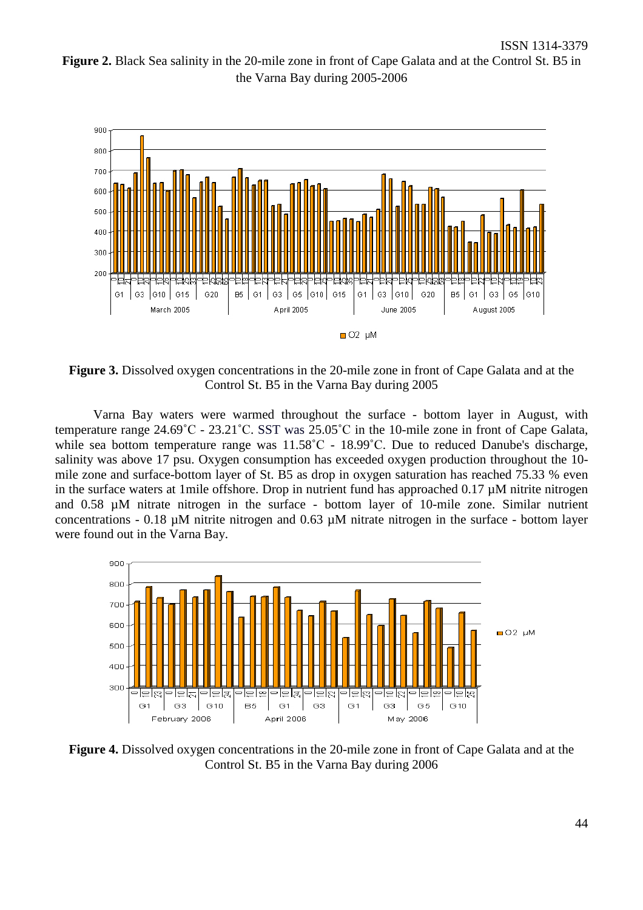**Figure 2.** Black Sea salinity in the 20-mile zone in front of Cape Galata and at the Control St. B5 in the Varna Bay during 2005-2006

**Figure 3.** Dissolved oxygen concentrations in the 20-mile zone in front of Cape Galata and at the Control St. B5 in the Varna Bay during 2005

Varna Bay waters were warmed throughout the surface - bottom layer in August, with temperature range 24.69˚C - 23.21˚C. SST was 25.05˚C in the 10-mile zone in front of Cape Galata, while sea bottom temperature range was 11.58˚C - 18.99˚C. Due to reduced Danube's discharge, salinity was above 17 psu. Oxygen consumption has exceeded oxygen production throughout the 10-mile zone and surface-bottom layer of St. B5 as drop in oxygen saturation has reached 75.33 % even in the surface waters at 1mile offshore. Drop in nutrient fund has approached 0.17 µM nitrite nitrogen and 0.58 µM nitrate nitrogen in the surface - bottom layer of 10-mile zone. Similar nutrient concentrations - 0.18 µM nitrite nitrogen and 0.63 µM nitrate nitrogen in the surface - bottom layer were found out in the Varna Bay.

**Figure 4.** Dissolved oxygen concentrations in the 20-mile zone in front of Cape Galata and at the Control St. B5 in the Varna Bay during 2006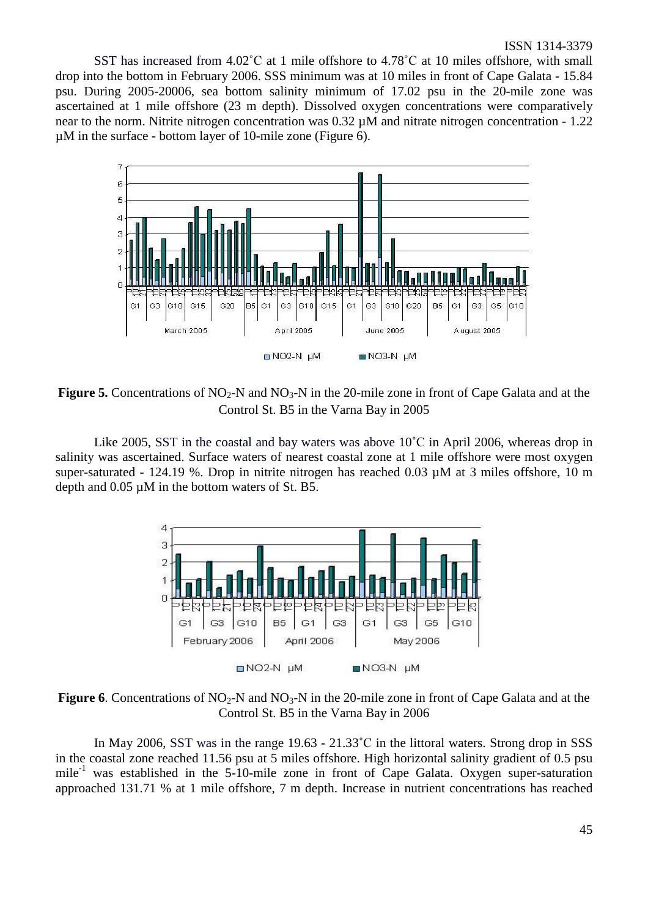SST has increased from 4.02˚C at 1 mile offshore to 4.78˚C at 10 miles offshore, with small drop into the bottom in February 2006. SSS minimum was at 10 miles in front of Cape Galata - 15.84 psu. During 2005-20006, sea bottom salinity minimum of 17.02 psu in the 20-mile zone was ascertained at 1 mile offshore (23 m depth). Dissolved oxygen concentrations were comparatively near to the norm. Nitrite nitrogen concentration was 0.32 µM and nitrate nitrogen concentration - 1.22 µM in the surface - bottom layer of 10-mile zone (Figure 6).

**Figure 5.** Concentrations of $NO_2$-N and $NO_3$-N in the 20-mile zone in front of Cape Galata and at the Control St. B5 in the Varna Bay in 2005

Like 2005, SST in the coastal and bay waters was above 10˚C in April 2006, whereas drop in salinity was ascertained. Surface waters of nearest coastal zone at 1 mile offshore were most oxygen super-saturated - 124.19 %. Drop in nitrite nitrogen has reached 0.03 µM at 3 miles offshore, 10 m depth and 0.05 µM in the bottom waters of St. B5.

**Figure 6**. Concentrations of $NO_2$-N and $NO_3$-N in the 20-mile zone in front of Cape Galata and at the Control St. B5 in the Varna Bay in 2006

In May 2006, SST was in the range 19.63 - 21.33˚C in the littoral waters. Strong drop in SSS in the coastal zone reached 11.56 psu at 5 miles offshore. High horizontal salinity gradient of 0.5 psu $mile^{-1}$ was established in the 5-10-mile zone in front of Cape Galata. Oxygen super-saturation approached 131.71 % at 1 mile offshore, 7 m depth. Increase in nutrient concentrations has reached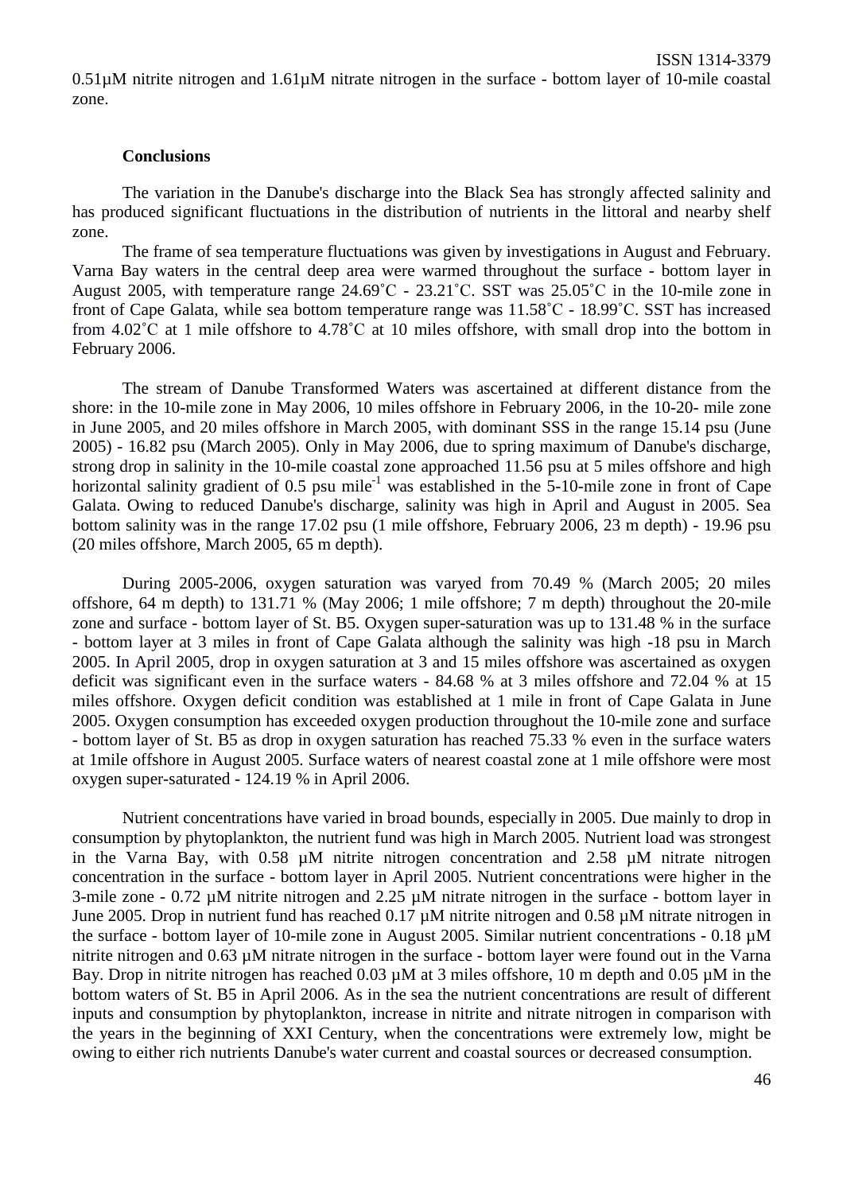0.51µM nitrite nitrogen and 1.61µM nitrate nitrogen in the surface - bottom layer of 10-mile coastal zone.

### Conclusions

The variation in the Danube's discharge into the Black Sea has strongly affected salinity and has produced significant fluctuations in the distribution of nutrients in the littoral and nearby shelf zone.

The frame of sea temperature fluctuations was given by investigations in August and February. Varna Bay waters in the central deep area were warmed throughout the surface - bottom layer in August 2005, with temperature range 24.69˚C - 23.21˚C. SST was 25.05˚C in the 10-mile zone in front of Cape Galata, while sea bottom temperature range was 11.58˚C - 18.99˚C. SST has increased from 4.02˚C at 1 mile offshore to 4.78˚C at 10 miles offshore, with small drop into the bottom in February 2006.

The stream of Danube Transformed Waters was ascertained at different distance from the shore: in the 10-mile zone in May 2006, 10 miles offshore in February 2006, in the 10-20- mile zone in June 2005, and 20 miles offshore in March 2005, with dominant SSS in the range 15.14 psu (June 2005) - 16.82 psu (March 2005). Only in May 2006, due to spring maximum of Danube's discharge, strong drop in salinity in the 10-mile coastal zone approached 11.56 psu at 5 miles offshore and high horizontal salinity gradient of 0.5 psu mile$^{-1}$ was established in the 5-10-mile zone in front of Cape Galata. Owing to reduced Danube's discharge, salinity was high in April and August in 2005. Sea bottom salinity was in the range 17.02 psu (1 mile offshore, February 2006, 23 m depth) - 19.96 psu (20 miles offshore, March 2005, 65 m depth).

During 2005-2006, oxygen saturation was varyed from 70.49 % (March 2005; 20 miles offshore, 64 m depth) to 131.71 % (May 2006; 1 mile offshore; 7 m depth) throughout the 20-mile zone and surface - bottom layer of St. B5. Oxygen super-saturation was up to 131.48 % in the surface - bottom layer at 3 miles in front of Cape Galata although the salinity was high -18 psu in March 2005. In April 2005, drop in oxygen saturation at 3 and 15 miles offshore was ascertained as oxygen deficit was significant even in the surface waters - 84.68 % at 3 miles offshore and 72.04 % at 15 miles offshore. Oxygen deficit condition was established at 1 mile in front of Cape Galata in June 2005. Oxygen consumption has exceeded oxygen production throughout the 10-mile zone and surface - bottom layer of St. B5 as drop in oxygen saturation has reached 75.33 % even in the surface waters at 1mile offshore in August 2005. Surface waters of nearest coastal zone at 1 mile offshore were most oxygen super-saturated - 124.19 % in April 2006.

Nutrient concentrations have varied in broad bounds, especially in 2005. Due mainly to drop in consumption by phytoplankton, the nutrient fund was high in March 2005. Nutrient load was strongest in the Varna Bay, with 0.58 µM nitrite nitrogen concentration and 2.58 µM nitrate nitrogen concentration in the surface - bottom layer in April 2005. Nutrient concentrations were higher in the 3-mile zone - 0.72 µM nitrite nitrogen and 2.25 µM nitrate nitrogen in the surface - bottom layer in June 2005. Drop in nutrient fund has reached 0.17 µM nitrite nitrogen and 0.58 µM nitrate nitrogen in the surface - bottom layer of 10-mile zone in August 2005. Similar nutrient concentrations - 0.18 µM nitrite nitrogen and 0.63 µM nitrate nitrogen in the surface - bottom layer were found out in the Varna Bay. Drop in nitrite nitrogen has reached 0.03 µM at 3 miles offshore, 10 m depth and 0.05 µM in the bottom waters of St. B5 in April 2006. As in the sea the nutrient concentrations are result of different inputs and consumption by phytoplankton, increase in nitrite and nitrate nitrogen in comparison with the years in the beginning of XXI Century, when the concentrations were extremely low, might be owing to either rich nutrients Danube's water current and coastal sources or decreased consumption.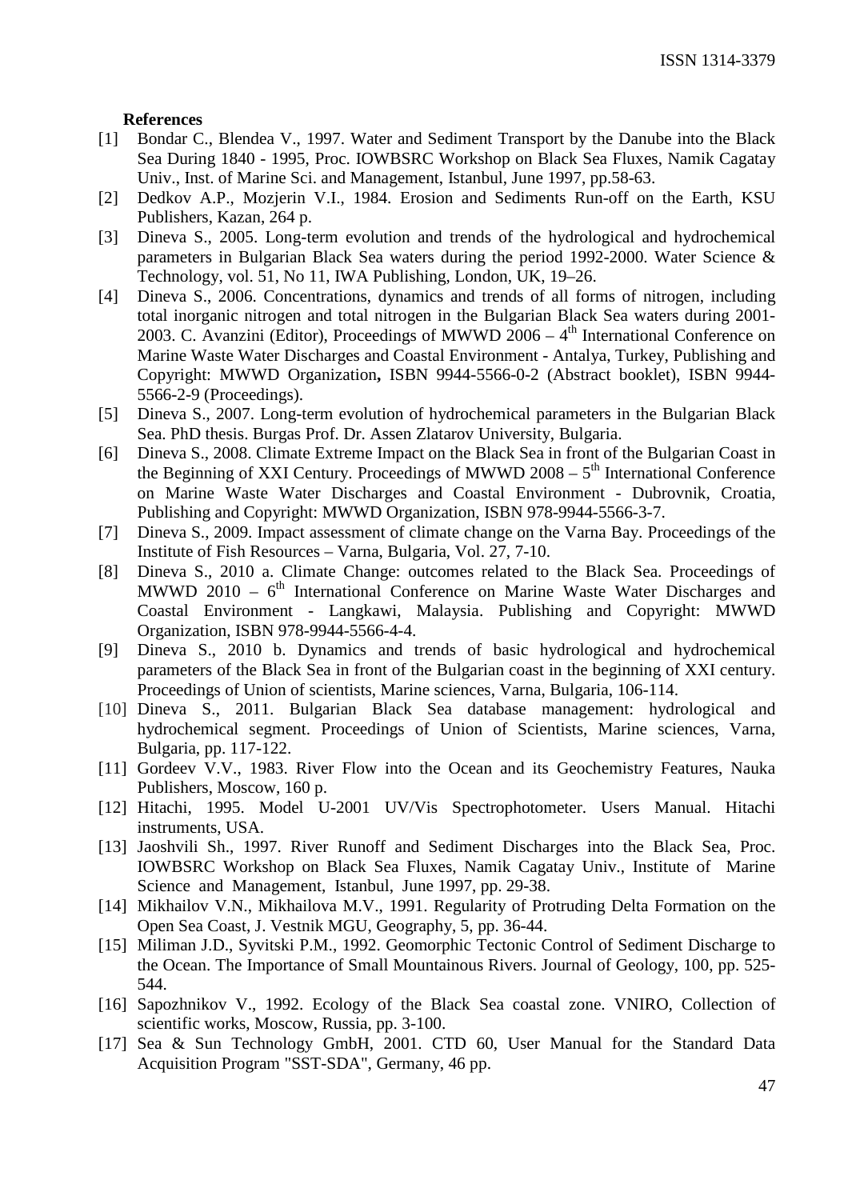**References**

[1] Bondar C., Blendea V., 1997. Water and Sediment Transport by the Danube into the Black Sea During 1840 - 1995, Proc. IOWBSRC Workshop on Black Sea Fluxes, Namik Cagatay Univ., Inst. of Marine Sci. and Management, Istanbul, June 1997, pp.58-63.

[2] Dedkov A.P., Mozjerin V.I., 1984. Erosion and Sediments Run-off on the Earth, KSU Publishers, Kazan, 264 p.

[3] Dineva S., 2005. Long-term evolution and trends of the hydrological and hydrochemical parameters in Bulgarian Black Sea waters during the period 1992-2000. Water Science & Technology, vol. 51, No 11, IWA Publishing, London, UK, 19–26.

[4] Dineva S., 2006. Concentrations, dynamics and trends of all forms of nitrogen, including total inorganic nitrogen and total nitrogen in the Bulgarian Black Sea waters during 2001-2003. C. Avanzini (Editor), Proceedings of MWWD 2006 – 4th International Conference on Marine Waste Water Discharges and Coastal Environment - Antalya, Turkey, Publishing and Copyright: MWWD Organization**,** ISBN 9944-5566-0-2 (Abstract booklet), ISBN 9944-5566-2-9 (Proceedings).

[5] Dineva S., 2007. Long-term evolution of hydrochemical parameters in the Bulgarian Black Sea. PhD thesis. Burgas Prof. Dr. Assen Zlatarov University, Bulgaria.

[6] Dineva S., 2008. Climate Extreme Impact on the Black Sea in front of the Bulgarian Coast in the Beginning of XXI Century. Proceedings of MWWD 2008 – 5th International Conference on Marine Waste Water Discharges and Coastal Environment - Dubrovnik, Croatia, Publishing and Copyright: MWWD Organization, ISBN 978-9944-5566-3-7.

[7] Dineva S., 2009. Impact assessment of climate change on the Varna Bay. Proceedings of the Institute of Fish Resources – Varna, Bulgaria, Vol. 27, 7-10.

[8] Dineva S., 2010 a. Climate Change: outcomes related to the Black Sea. Proceedings of MWWD 2010 – 6th International Conference on Marine Waste Water Discharges and Coastal Environment - Langkawi, Malaysia. Publishing and Copyright: MWWD Organization, ISBN 978-9944-5566-4-4.

[9] Dineva S., 2010 b. Dynamics and trends of basic hydrological and hydrochemical parameters of the Black Sea in front of the Bulgarian coast in the beginning of XXI century. Proceedings of Union of scientists, Marine sciences, Varna, Bulgaria, 106-114.

[10] Dineva S., 2011. Bulgarian Black Sea database management: hydrological and hydrochemical segment. Proceedings of Union of Scientists, Marine sciences, Varna, Bulgaria, pp. 117-122.

[11] Gordeev V.V., 1983. River Flow into the Ocean and its Geochemistry Features, Nauka Publishers, Moscow, 160 p.

[12] Hitachi, 1995. Model U-2001 UV/Vis Spectrophotometer. Users Manual. Hitachi instruments, USA.

[13] Jaoshvili Sh., 1997. River Runoff and Sediment Discharges into the Black Sea, Proc. IOWBSRC Workshop on Black Sea Fluxes, Namik Cagatay Univ., Institute of Marine Science and Management, Istanbul, June 1997, pp. 29-38.

[14] Mikhailov V.N., Mikhailova M.V., 1991. Regularity of Protruding Delta Formation on the Open Sea Coast, J. Vestnik MGU, Geography, 5, pp. 36-44.

[15] Miliman J.D., Syvitski P.M., 1992. Geomorphic Tectonic Control of Sediment Discharge to the Ocean. The Importance of Small Mountainous Rivers. Journal of Geology, 100, pp. 525-544.

[16] Sapozhnikov V., 1992. Ecology of the Black Sea coastal zone. VNIRO, Collection of scientific works, Moscow, Russia, pp. 3-100.

[17] Sea & Sun Technology GmbH, 2001. CTD 60, User Manual for the Standard Data Acquisition Program "SST-SDA", Germany, 46 pp.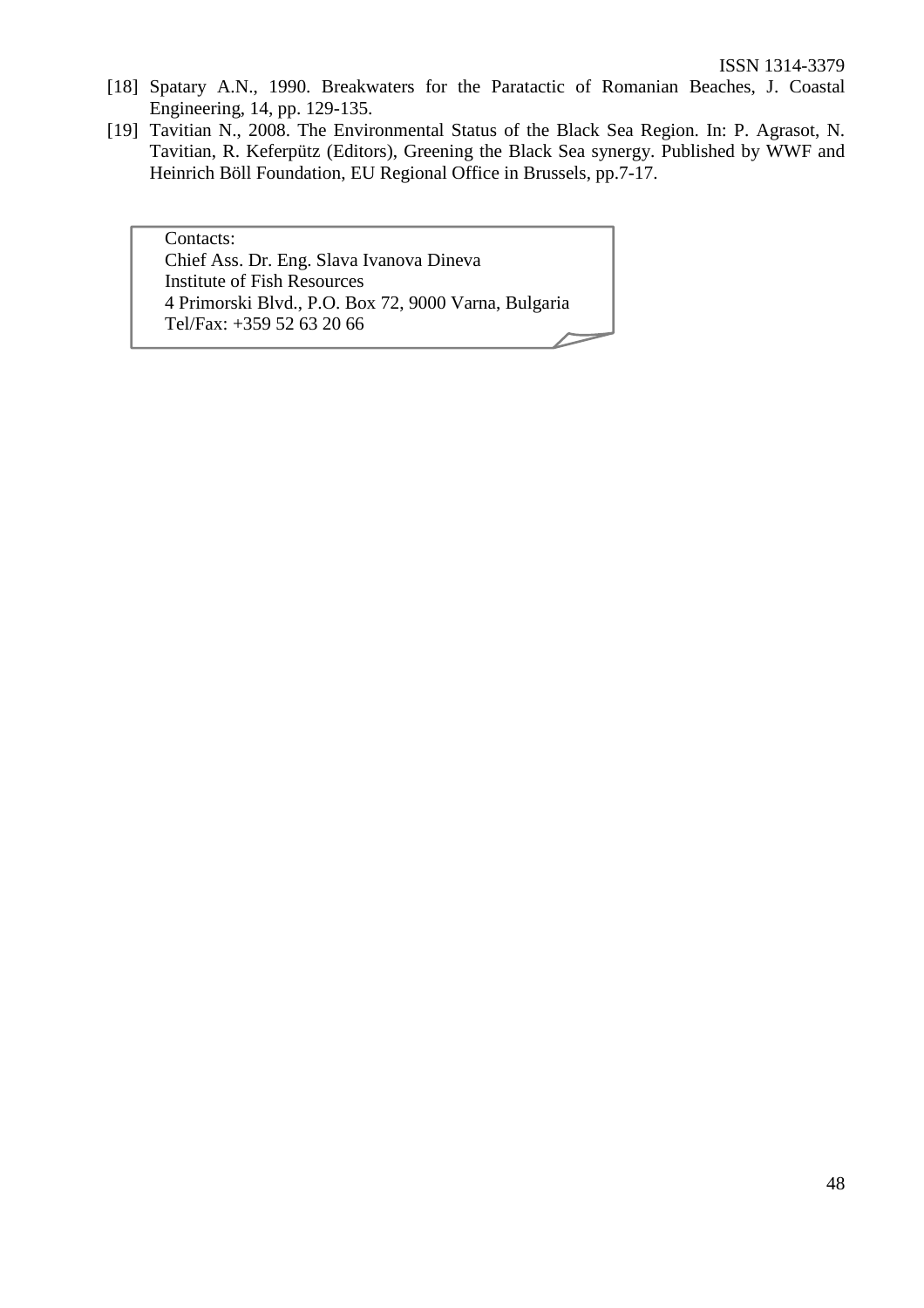[18] Spatary A.N., 1990. Breakwaters for the Paratactic of Romanian Beaches, J. Coastal Engineering, 14, pp. 129-135.

[19] Tavitian N., 2008. The Environmental Status of the Black Sea Region. In: P. Agrasot, N. Tavitian, R. Keferpütz (Editors), Greening the Black Sea synergy. Published by WWF and Heinrich Böll Foundation, EU Regional Office in Brussels, pp.7-17.

Contacts:
Chief Ass. Dr. Eng. Slava Ivanova Dineva
Institute of Fish Resources
4 Primorski Blvd., P.O. Box 72, 9000 Varna, Bulgaria
Tel/Fax: +359 52 63 20 66